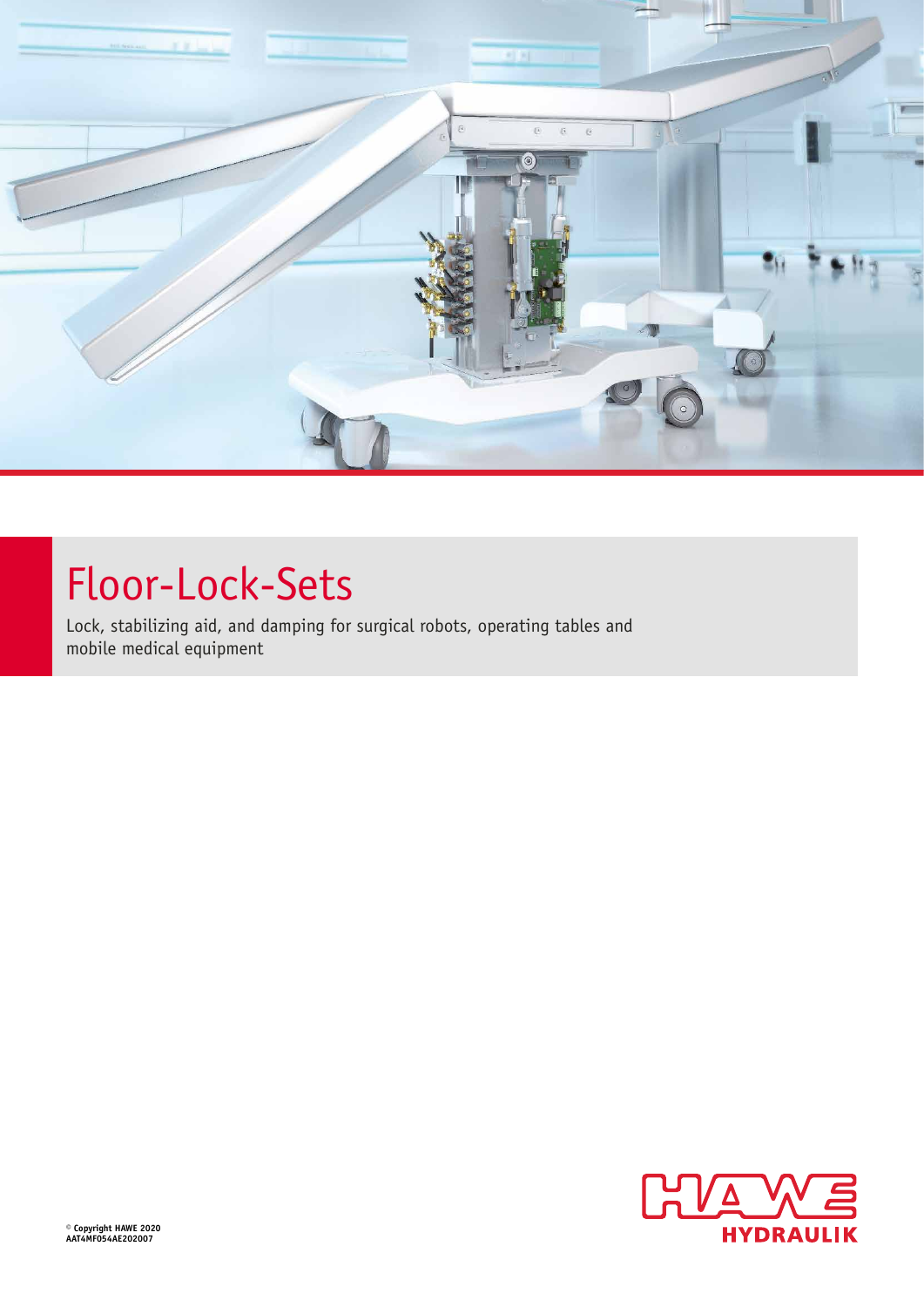# Floor-Lock-Sets

Lock, stabilizing aid, and damping for surgical robots, operating tables and mobile medical equipment

© Copyright HAWE 2020
AAT4MF054AE202007

HAWE HYDRAULIK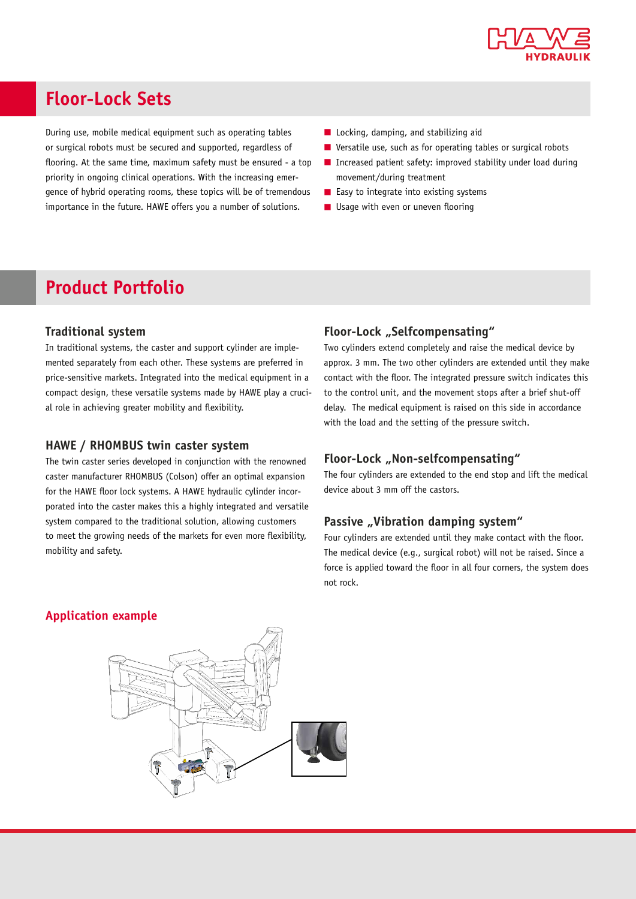# Floor-Lock Sets

During use, mobile medical equipment such as operating tables or surgical robots must be secured and supported, regardless of flooring. At the same time, maximum safety must be ensured - a top priority in ongoing clinical operations. With the increasing emergence of hybrid operating rooms, these topics will be of tremendous importance in the future. HAWE offers you a number of solutions.

- Locking, damping, and stabilizing aid
- Versatile use, such as for operating tables or surgical robots
- Increased patient safety: improved stability under load during movement/during treatment
- Easy to integrate into existing systems
- Usage with even or uneven flooring

# Product Portfolio

### Traditional system

In traditional systems, the caster and support cylinder are implemented separately from each other. These systems are preferred in price-sensitive markets. Integrated into the medical equipment in a compact design, these versatile systems made by HAWE play a crucial role in achieving greater mobility and flexibility.

### HAWE / RHOMBUS twin caster system

The twin caster series developed in conjunction with the renowned caster manufacturer RHOMBUS (Colson) offer an optimal expansion for the HAWE floor lock systems. A HAWE hydraulic cylinder incorporated into the caster makes this a highly integrated and versatile system compared to the traditional solution, allowing customers to meet the growing needs of the markets for even more flexibility, mobility and safety.

### Floor-Lock „Selfcompensating"

Two cylinders extend completely and raise the medical device by approx. 3 mm. The two other cylinders are extended until they make contact with the floor. The integrated pressure switch indicates this to the control unit, and the movement stops after a brief shut-off delay. The medical equipment is raised on this side in accordance with the load and the setting of the pressure switch.

### Floor-Lock „Non-selfcompensating"

The four cylinders are extended to the end stop and lift the medical device about 3 mm off the castors.

### Passive „Vibration damping system"

Four cylinders are extended until they make contact with the floor. The medical device (e.g., surgical robot) will not be raised. Since a force is applied toward the floor in all four corners, the system does not rock.

### Application example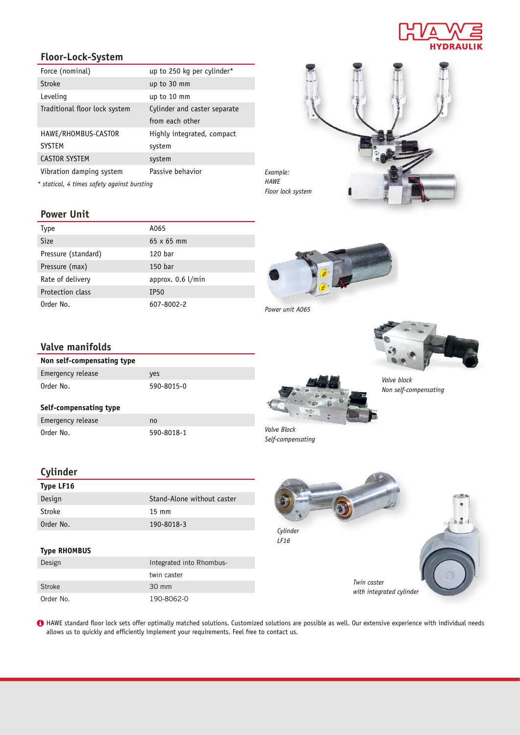## Floor-Lock-System

| | |
|---|---|
| Force (nominal) | up to 250 kg per cylinder* |
| Stroke | up to 30 mm |
| Leveling | up to 10 mm |
| Traditional floor lock system | Cylinder and caster separate from each other |
| HAWE/RHOMBUS-CASTOR SYSTEM | Highly integrated, compact system |
| CASTOR SYSTEM | system |
| Vibration damping system | Passive behavior |

*\* statical, 4 times safety against bursting*

*Example: HAWE Floor lock system*

## Power Unit

| | |
|---|---|
| Type | A065 |
| Size | 65 x 65 mm |
| Pressure (standard) | 120 bar |
| Pressure (max) | 150 bar |
| Rate of delivery | approx. 0.6 l/min |
| Protection class | IP50 |
| Order No. | 607-8002-2 |

*Power unit A065*

## Valve manifolds

**Non self-compensating type**

| | |
|---|---|
| Emergency release | yes |
| Order No. | 590-8015-0 |

**Self-compensating type**

| | |
|---|---|
| Emergency release | no |
| Order No. | 590-8018-1 |

*Valve block Non self-compensating*

*Valve Block Self-compensating*

## Cylinder

**Type LF16**

| | |
|---|---|
| Design | Stand-Alone without caster |
| Stroke | 15 mm |
| Order No. | 190-8018-3 |

**Type RHOMBUS**

| | |
|---|---|
| Design | Integrated into Rhombus-twin caster |
| Stroke | 30 mm |
| Order No. | 190-8062-0 |

*Cylinder LF16*

*Twin caster with integrated cylinder*

HAWE standard floor lock sets offer optimally matched solutions. Customized solutions are possible as well. Our extensive experience with individual needs allows us to quickly and efficiently implement your requirements. Feel free to contact us.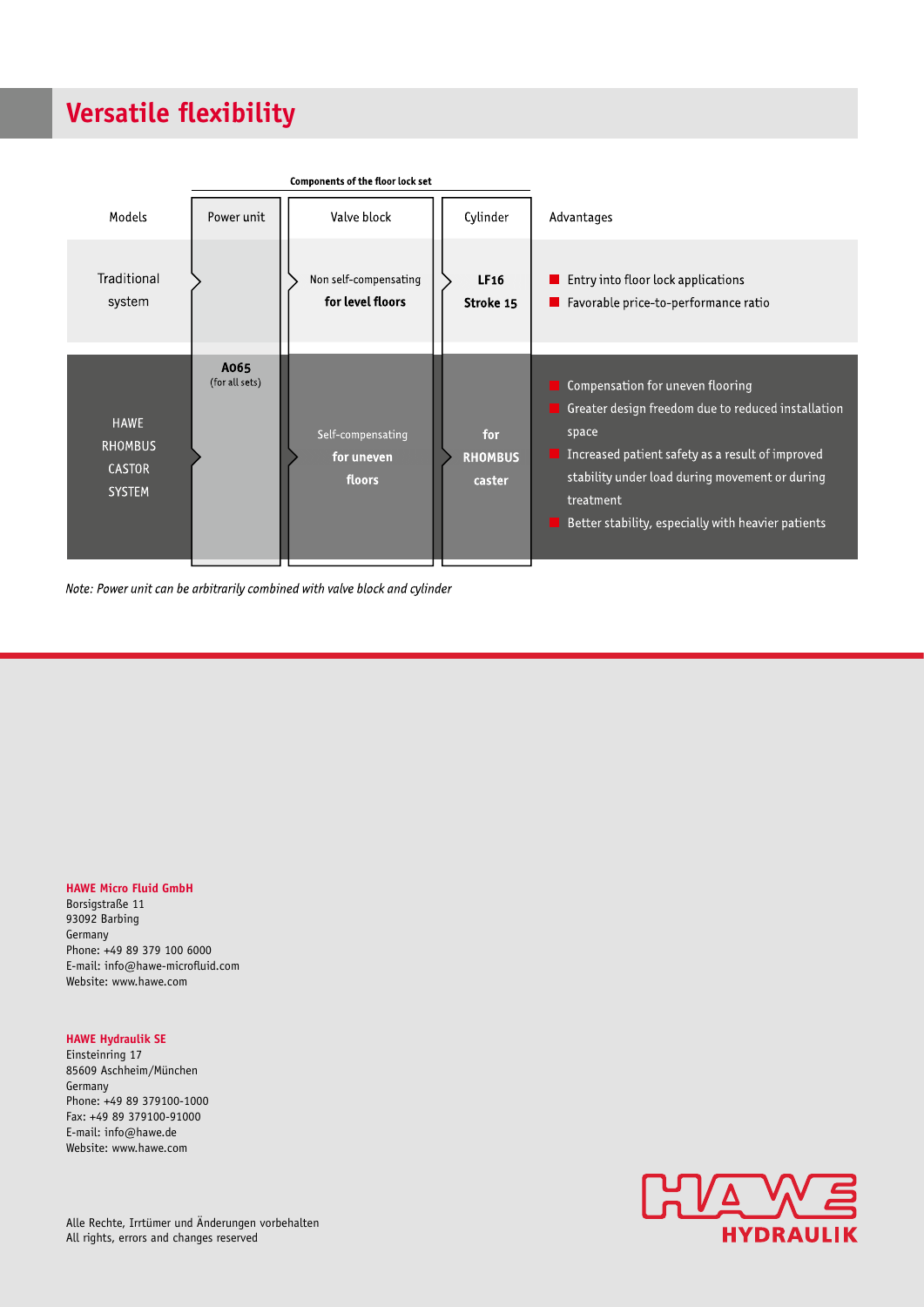# Versatile flexibility

| | Components of the floor lock set | | | |
|---|---|---|---|---|
| Models | Power unit | Valve block | Cylinder | Advantages |
| Traditional system | A065 (for all sets) | Non self-compensating **for level floors** | **LF16 Stroke 15** | Entry into floor lock applications<br>Favorable price-to-performance ratio |
| HAWE RHOMBUS CASTOR SYSTEM | | Self-compensating **for uneven floors** | **for RHOMBUS caster** | Compensation for uneven flooring<br>Greater design freedom due to reduced installation space<br>Increased patient safety as a result of improved stability under load during movement or during treatment<br>Better stability, especially with heavier patients |

*Note: Power unit can be arbitrarily combined with valve block and cylinder*

**HAWE Micro Fluid GmbH**
Borsigstraße 11
93092 Barbing
Germany
Phone: +49 89 379 100 6000
E-mail: info@hawe-microfluid.com
Website: www.hawe.com

**HAWE Hydraulik SE**
Einsteinring 17
85609 Aschheim/München
Germany
Phone: +49 89 379100-1000
Fax: +49 89 379100-91000
E-mail: info@hawe.de
Website: www.hawe.com

Alle Rechte, Irrtümer und Änderungen vorbehalten
All rights, errors and changes reserved

HAWE HYDRAULIK